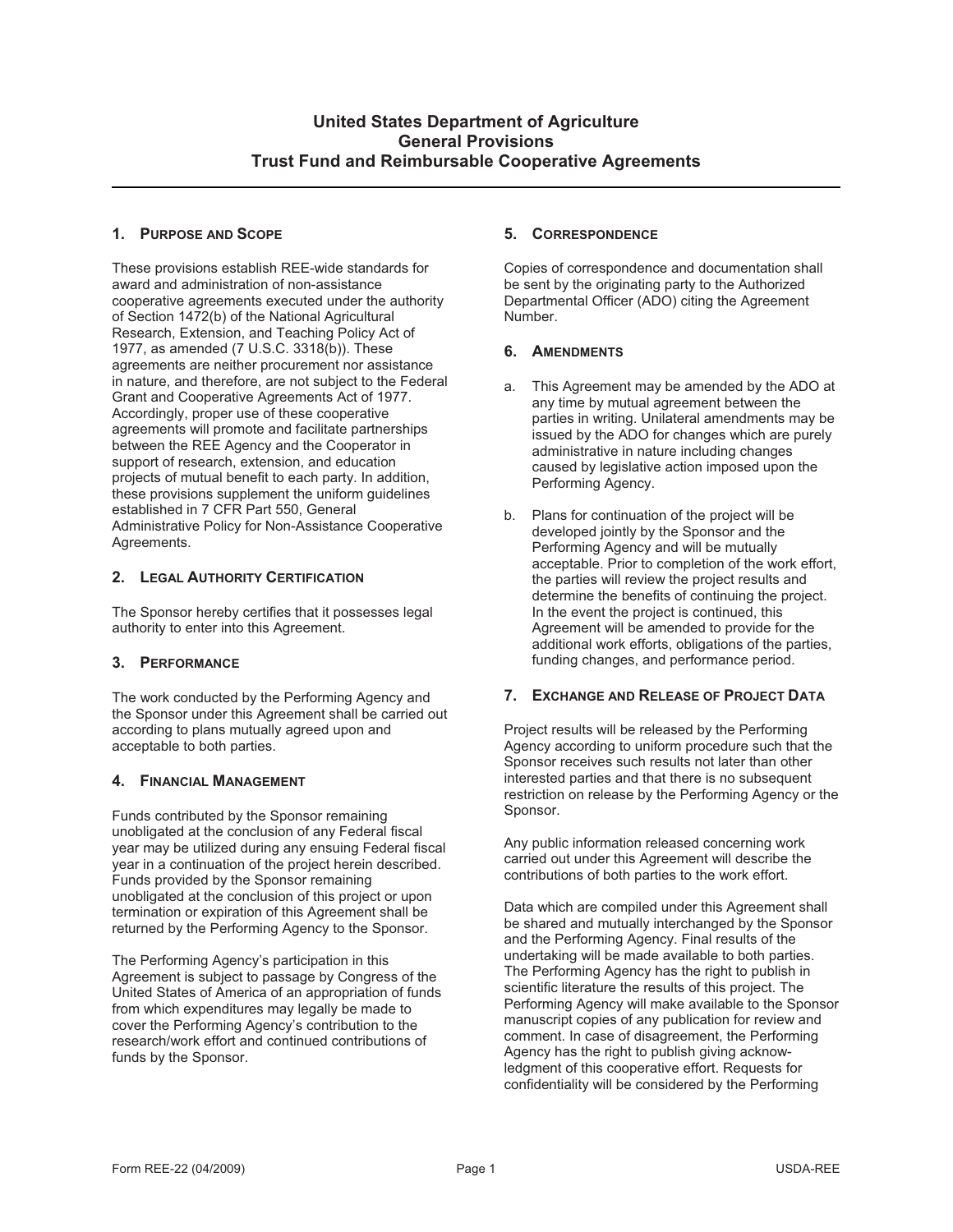# United States Department of Agriculture
# General Provisions
# Trust Fund and Reimbursable Cooperative Agreements

## 1. Purpose and Scope

These provisions establish REE-wide standards for award and administration of non-assistance cooperative agreements executed under the authority of Section 1472(b) of the National Agricultural Research, Extension, and Teaching Policy Act of 1977, as amended (7 U.S.C. 3318(b)). These agreements are neither procurement nor assistance in nature, and therefore, are not subject to the Federal Grant and Cooperative Agreements Act of 1977. Accordingly, proper use of these cooperative agreements will promote and facilitate partnerships between the REE Agency and the Cooperator in support of research, extension, and education projects of mutual benefit to each party. In addition, these provisions supplement the uniform guidelines established in 7 CFR Part 550, General Administrative Policy for Non-Assistance Cooperative Agreements.

## 2. Legal Authority Certification

The Sponsor hereby certifies that it possesses legal authority to enter into this Agreement.

## 3. Performance

The work conducted by the Performing Agency and the Sponsor under this Agreement shall be carried out according to plans mutually agreed upon and acceptable to both parties.

## 4. Financial Management

Funds contributed by the Sponsor remaining unobligated at the conclusion of any Federal fiscal year may be utilized during any ensuing Federal fiscal year in a continuation of the project herein described. Funds provided by the Sponsor remaining unobligated at the conclusion of this project or upon termination or expiration of this Agreement shall be returned by the Performing Agency to the Sponsor.

The Performing Agency's participation in this Agreement is subject to passage by Congress of the United States of America of an appropriation of funds from which expenditures may legally be made to cover the Performing Agency's contribution to the research/work effort and continued contributions of funds by the Sponsor.

## 5. Correspondence

Copies of correspondence and documentation shall be sent by the originating party to the Authorized Departmental Officer (ADO) citing the Agreement Number.

## 6. Amendments

a. This Agreement may be amended by the ADO at any time by mutual agreement between the parties in writing. Unilateral amendments may be issued by the ADO for changes which are purely administrative in nature including changes caused by legislative action imposed upon the Performing Agency.

b. Plans for continuation of the project will be developed jointly by the Sponsor and the Performing Agency and will be mutually acceptable. Prior to completion of the work effort, the parties will review the project results and determine the benefits of continuing the project. In the event the project is continued, this Agreement will be amended to provide for the additional work efforts, obligations of the parties, funding changes, and performance period.

## 7. Exchange and Release of Project Data

Project results will be released by the Performing Agency according to uniform procedure such that the Sponsor receives such results not later than other interested parties and that there is no subsequent restriction on release by the Performing Agency or the Sponsor.

Any public information released concerning work carried out under this Agreement will describe the contributions of both parties to the work effort.

Data which are compiled under this Agreement shall be shared and mutually interchanged by the Sponsor and the Performing Agency. Final results of the undertaking will be made available to both parties. The Performing Agency has the right to publish in scientific literature the results of this project. The Performing Agency will make available to the Sponsor manuscript copies of any publication for review and comment. In case of disagreement, the Performing Agency has the right to publish giving acknowledgment of this cooperative effort. Requests for confidentiality will be considered by the Performing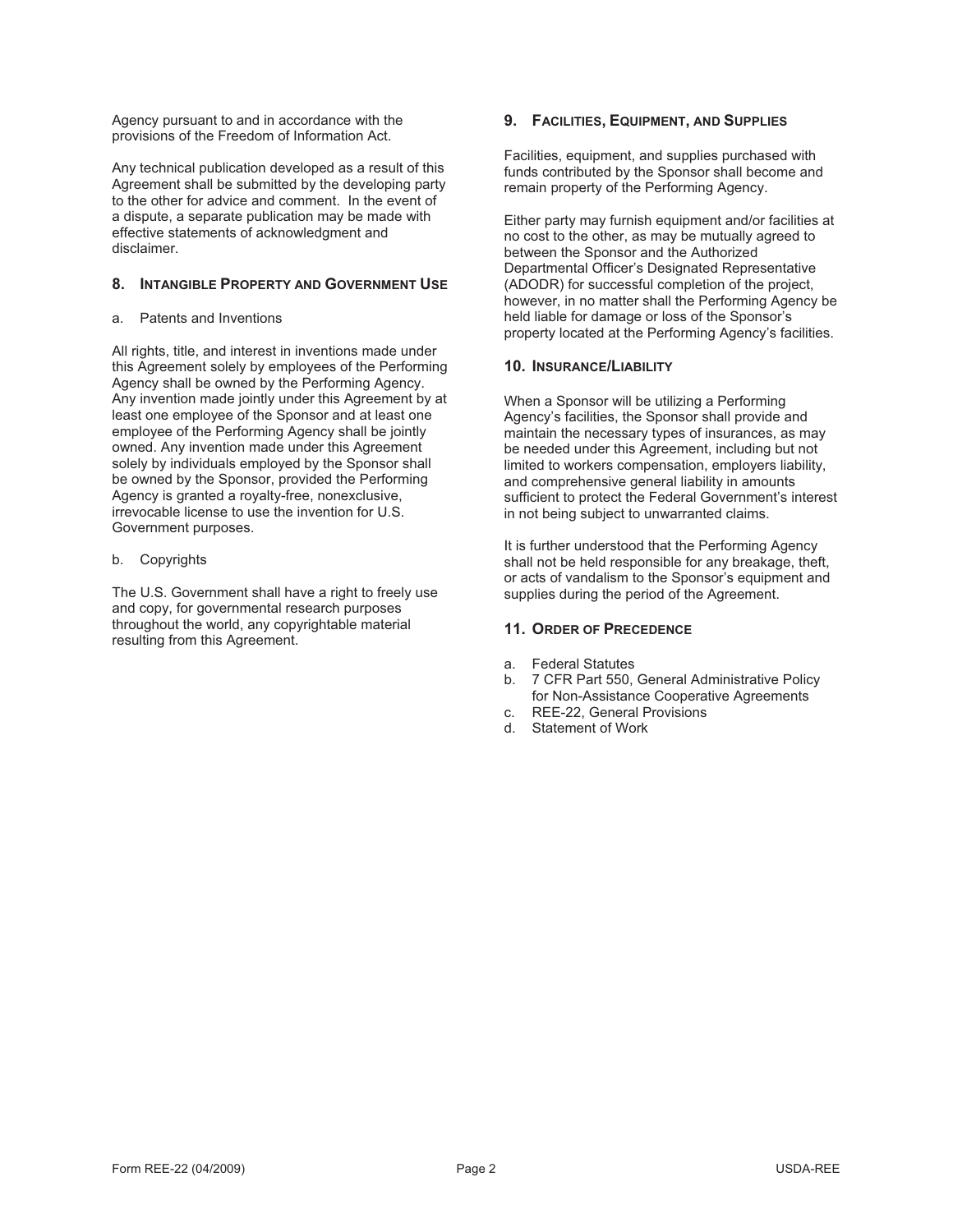Agency pursuant to and in accordance with the provisions of the Freedom of Information Act.

Any technical publication developed as a result of this Agreement shall be submitted by the developing party to the other for advice and comment. In the event of a dispute, a separate publication may be made with effective statements of acknowledgment and disclaimer.

## 8. Intangible Property and Government Use

a. Patents and Inventions

All rights, title, and interest in inventions made under this Agreement solely by employees of the Performing Agency shall be owned by the Performing Agency. Any invention made jointly under this Agreement by at least one employee of the Sponsor and at least one employee of the Performing Agency shall be jointly owned. Any invention made under this Agreement solely by individuals employed by the Sponsor shall be owned by the Sponsor, provided the Performing Agency is granted a royalty-free, nonexclusive, irrevocable license to use the invention for U.S. Government purposes.

b. Copyrights

The U.S. Government shall have a right to freely use and copy, for governmental research purposes throughout the world, any copyrightable material resulting from this Agreement.

## 9. Facilities, Equipment, and Supplies

Facilities, equipment, and supplies purchased with funds contributed by the Sponsor shall become and remain property of the Performing Agency.

Either party may furnish equipment and/or facilities at no cost to the other, as may be mutually agreed to between the Sponsor and the Authorized Departmental Officer's Designated Representative (ADODR) for successful completion of the project, however, in no matter shall the Performing Agency be held liable for damage or loss of the Sponsor's property located at the Performing Agency's facilities.

## 10. Insurance/Liability

When a Sponsor will be utilizing a Performing Agency's facilities, the Sponsor shall provide and maintain the necessary types of insurances, as may be needed under this Agreement, including but not limited to workers compensation, employers liability, and comprehensive general liability in amounts sufficient to protect the Federal Government's interest in not being subject to unwarranted claims.

It is further understood that the Performing Agency shall not be held responsible for any breakage, theft, or acts of vandalism to the Sponsor's equipment and supplies during the period of the Agreement.

## 11. Order of Precedence

a. Federal Statutes
b. 7 CFR Part 550, General Administrative Policy for Non-Assistance Cooperative Agreements
c. REE-22, General Provisions
d. Statement of Work